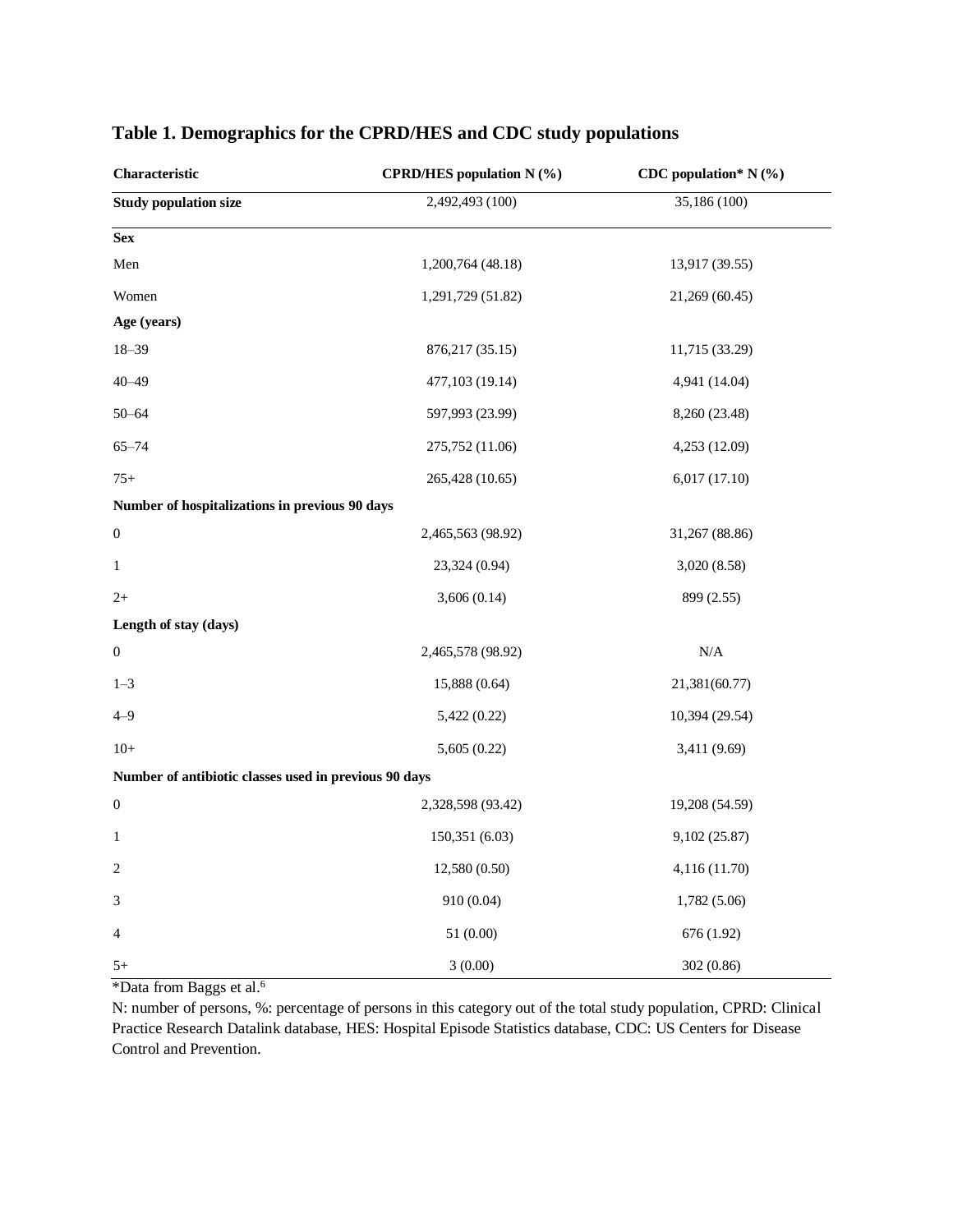**Table 1. Demographics for the CPRD/HES and CDC study populations**

| Characteristic | CPRD/HES population N (%) | CDC population* N (%) |
|---|---|---|
| **Study population size** | 2,492,493 (100) | 35,186 (100) |
| **Sex** | | |
| Men | 1,200,764 (48.18) | 13,917 (39.55) |
| Women | 1,291,729 (51.82) | 21,269 (60.45) |
| **Age (years)** | | |
| 18–39 | 876,217 (35.15) | 11,715 (33.29) |
| 40–49 | 477,103 (19.14) | 4,941 (14.04) |
| 50–64 | 597,993 (23.99) | 8,260 (23.48) |
| 65–74 | 275,752 (11.06) | 4,253 (12.09) |
| 75+ | 265,428 (10.65) | 6,017 (17.10) |
| **Number of hospitalizations in previous 90 days** | | |
| 0 | 2,465,563 (98.92) | 31,267 (88.86) |
| 1 | 23,324 (0.94) | 3,020 (8.58) |
| 2+ | 3,606 (0.14) | 899 (2.55) |
| **Length of stay (days)** | | |
| 0 | 2,465,578 (98.92) | N/A |
| 1–3 | 15,888 (0.64) | 21,381(60.77) |
| 4–9 | 5,422 (0.22) | 10,394 (29.54) |
| 10+ | 5,605 (0.22) | 3,411 (9.69) |
| **Number of antibiotic classes used in previous 90 days** | | |
| 0 | 2,328,598 (93.42) | 19,208 (54.59) |
| 1 | 150,351 (6.03) | 9,102 (25.87) |
| 2 | 12,580 (0.50) | 4,116 (11.70) |
| 3 | 910 (0.04) | 1,782 (5.06) |
| 4 | 51 (0.00) | 676 (1.92) |
| 5+ | 3 (0.00) | 302 (0.86) |

*Data from Baggs et al.[6]

N: number of persons, %: percentage of persons in this category out of the total study population, CPRD: Clinical Practice Research Datalink database, HES: Hospital Episode Statistics database, CDC: US Centers for Disease Control and Prevention.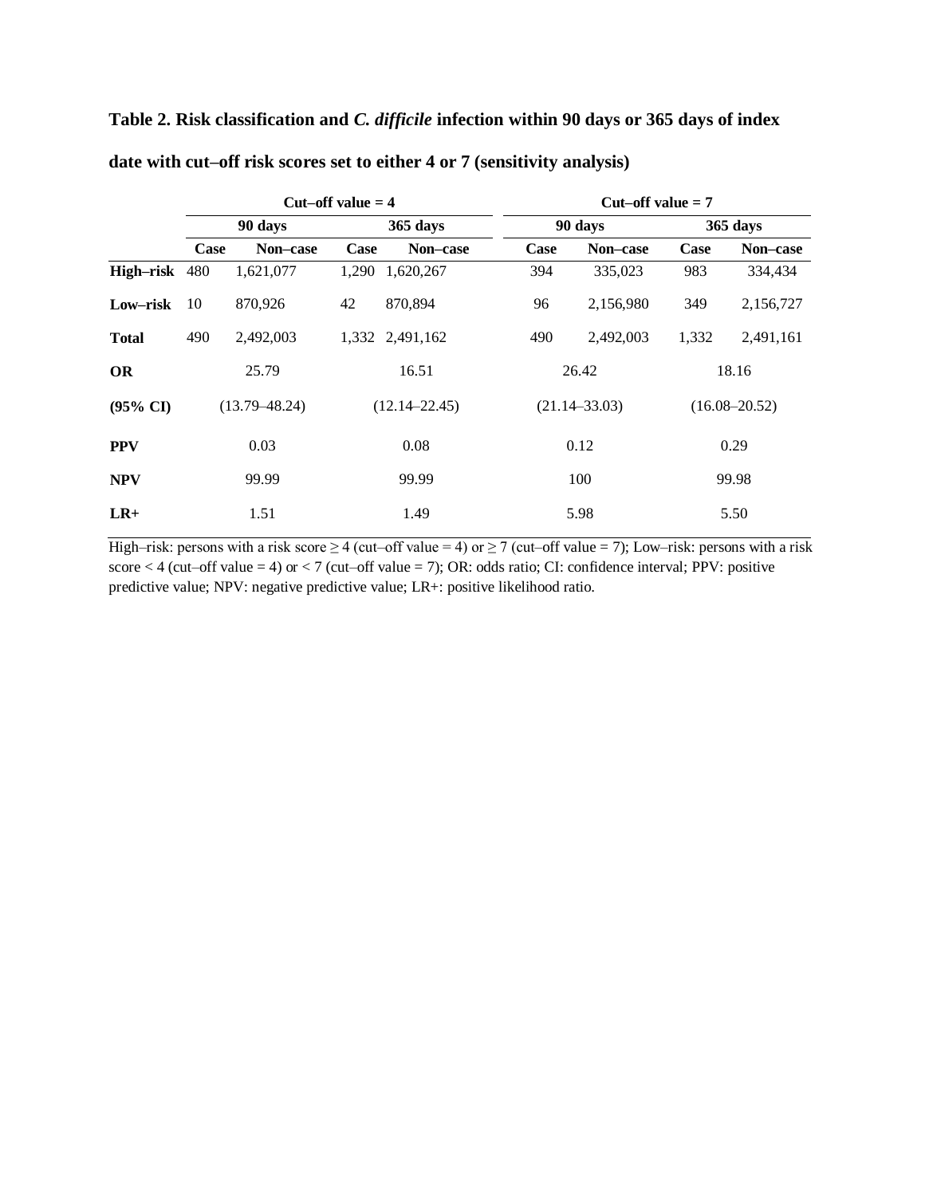**Table 2. Risk classification and *C. difficile* infection within 90 days or 365 days of index date with cut–off risk scores set to either 4 or 7 (sensitivity analysis)**

| | Cut–off value = 4 | | | | Cut–off value = 7 | | | |
|---|---|---|---|---|---|---|---|---|
| | 90 days | | 365 days | | 90 days | | 365 days | |
| | Case | Non–case | Case | Non–case | Case | Non–case | Case | Non–case |
| **High–risk** | 480 | 1,621,077 | 1,290 | 1,620,267 | 394 | 335,023 | 983 | 334,434 |
| **Low–risk** | 10 | 870,926 | 42 | 870,894 | 96 | 2,156,980 | 349 | 2,156,727 |
| **Total** | 490 | 2,492,003 | 1,332 | 2,491,162 | 490 | 2,492,003 | 1,332 | 2,491,161 |
| **OR** | 25.79 | | 16.51 | | 26.42 | | 18.16 | |
| **(95% CI)** | (13.79–48.24) | | (12.14–22.45) | | (21.14–33.03) | | (16.08–20.52) | |
| **PPV** | 0.03 | | 0.08 | | 0.12 | | 0.29 | |
| **NPV** | 99.99 | | 99.99 | | 100 | | 99.98 | |
| **LR+** | 1.51 | | 1.49 | | 5.98 | | 5.50 | |

High–risk: persons with a risk score ≥ 4 (cut–off value = 4) or ≥ 7 (cut–off value = 7); Low–risk: persons with a risk score < 4 (cut–off value = 4) or < 7 (cut–off value = 7); OR: odds ratio; CI: confidence interval; PPV: positive predictive value; NPV: negative predictive value; LR+: positive likelihood ratio.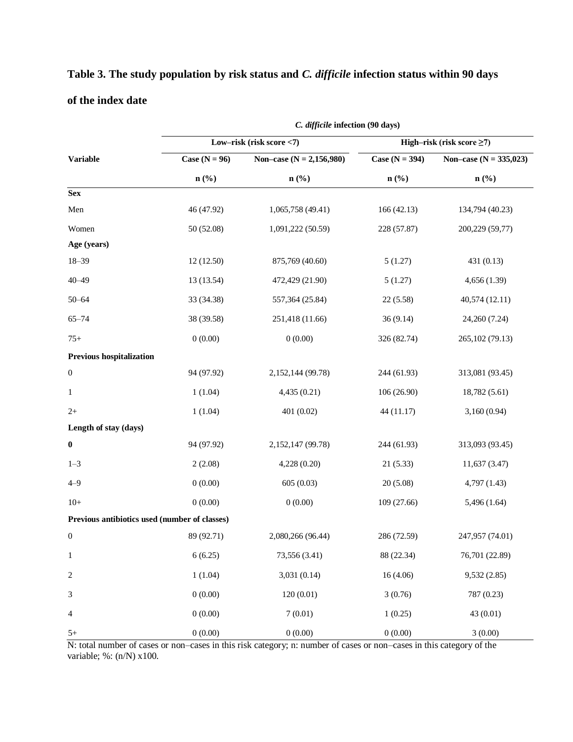**Table 3. The study population by risk status and *C. difficile* infection status within 90 days of the index date**

| Variable | *C. difficile* infection (90 days) | | | |
|---|---|---|---|---|
| | Low–risk (risk score <7) | | High–risk (risk score ≥7) | |
| | Case (N = 96) | Non–case (N = 2,156,980) | Case (N = 394) | Non–case (N = 335,023) |
| | n (%) | n (%) | n (%) | n (%) |
| **Sex** | | | | |
| Men | 46 (47.92) | 1,065,758 (49.41) | 166 (42.13) | 134,794 (40.23) |
| Women | 50 (52.08) | 1,091,222 (50.59) | 228 (57.87) | 200,229 (59,77) |
| **Age (years)** | | | | |
| 18–39 | 12 (12.50) | 875,769 (40.60) | 5 (1.27) | 431 (0.13) |
| 40–49 | 13 (13.54) | 472,429 (21.90) | 5 (1.27) | 4,656 (1.39) |
| 50–64 | 33 (34.38) | 557,364 (25.84) | 22 (5.58) | 40,574 (12.11) |
| 65–74 | 38 (39.58) | 251,418 (11.66) | 36 (9.14) | 24,260 (7.24) |
| 75+ | 0 (0.00) | 0 (0.00) | 326 (82.74) | 265,102 (79.13) |
| **Previous hospitalization** | | | | |
| 0 | 94 (97.92) | 2,152,144 (99.78) | 244 (61.93) | 313,081 (93.45) |
| 1 | 1 (1.04) | 4,435 (0.21) | 106 (26.90) | 18,782 (5.61) |
| 2+ | 1 (1.04) | 401 (0.02) | 44 (11.17) | 3,160 (0.94) |
| **Length of stay (days)** | | | | |
| **0** | 94 (97.92) | 2,152,147 (99.78) | 244 (61.93) | 313,093 (93.45) |
| 1–3 | 2 (2.08) | 4,228 (0.20) | 21 (5.33) | 11,637 (3.47) |
| 4–9 | 0 (0.00) | 605 (0.03) | 20 (5.08) | 4,797 (1.43) |
| 10+ | 0 (0.00) | 0 (0.00) | 109 (27.66) | 5,496 (1.64) |
| **Previous antibiotics used (number of classes)** | | | | |
| 0 | 89 (92.71) | 2,080,266 (96.44) | 286 (72.59) | 247,957 (74.01) |
| 1 | 6 (6.25) | 73,556 (3.41) | 88 (22.34) | 76,701 (22.89) |
| 2 | 1 (1.04) | 3,031 (0.14) | 16 (4.06) | 9,532 (2.85) |
| 3 | 0 (0.00) | 120 (0.01) | 3 (0.76) | 787 (0.23) |
| 4 | 0 (0.00) | 7 (0.01) | 1 (0.25) | 43 (0.01) |
| 5+ | 0 (0.00) | 0 (0.00) | 0 (0.00) | 3 (0.00) |

N: total number of cases or non–cases in this risk category; n: number of cases or non–cases in this category of the variable; %: (n/N) x100.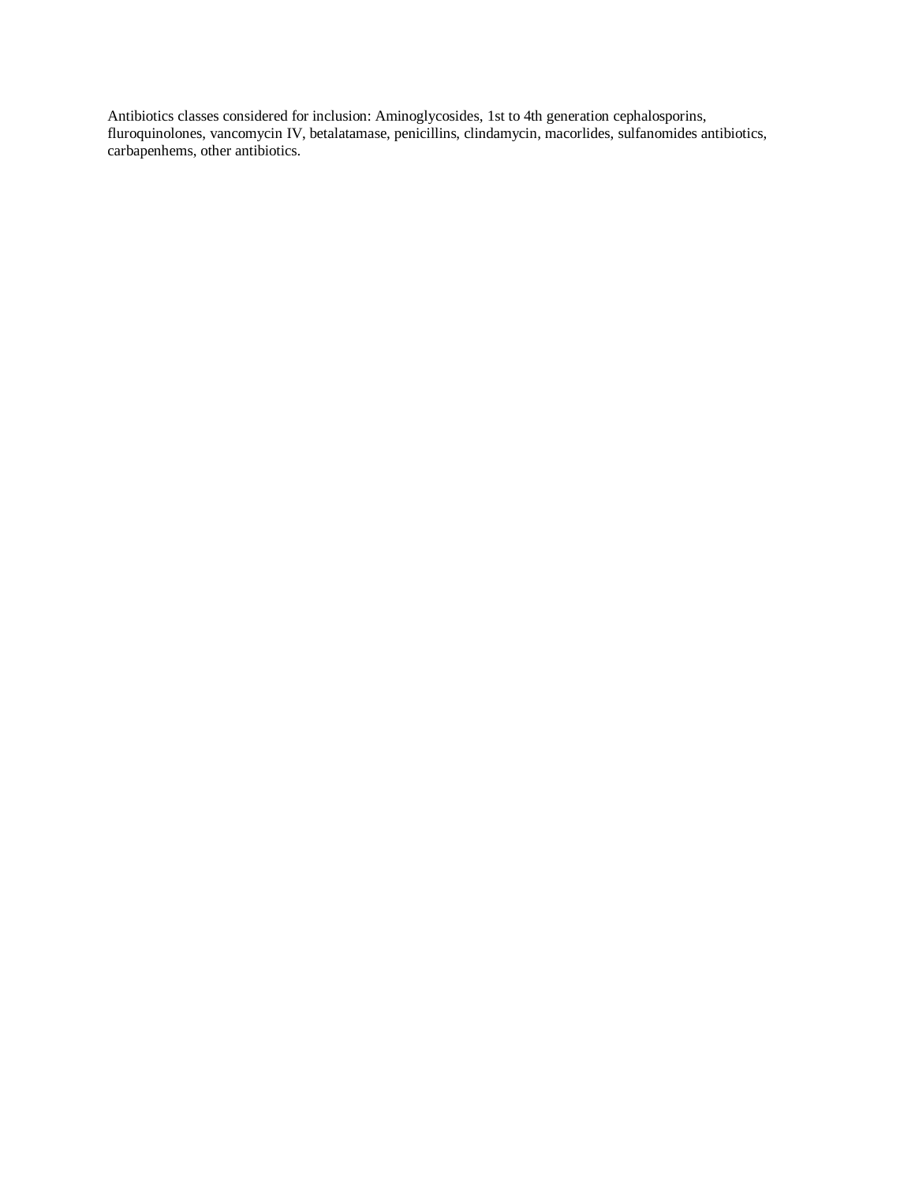Antibiotics classes considered for inclusion: Aminoglycosides, 1st to 4th generation cephalosporins, fluroquinolones, vancomycin IV, betalatamase, penicillins, clindamycin, macorlides, sulfanomides antibiotics, carbapenhems, other antibiotics.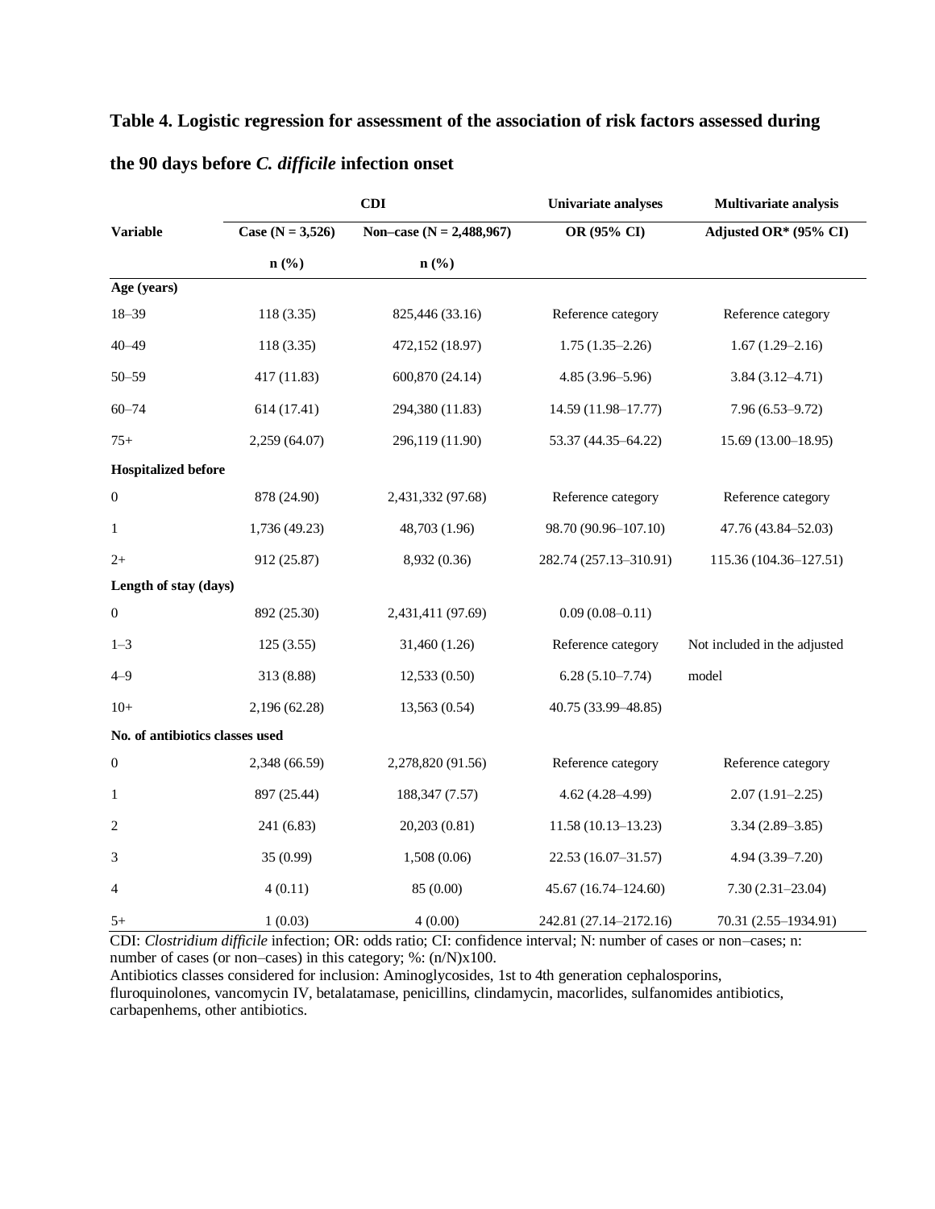**Table 4. Logistic regression for assessment of the association of risk factors assessed during the 90 days before *C. difficile* infection onset**

| Variable | CDI | | Univariate analyses | Multivariate analysis |
|---|---|---|---|---|
| | Case (N = 3,526) n (%) | Non–case (N = 2,488,967) n (%) | OR (95% CI) | Adjusted OR* (95% CI) |
| **Age (years)** | | | | |
| 18–39 | 118 (3.35) | 825,446 (33.16) | Reference category | Reference category |
| 40–49 | 118 (3.35) | 472,152 (18.97) | 1.75 (1.35–2.26) | 1.67 (1.29–2.16) |
| 50–59 | 417 (11.83) | 600,870 (24.14) | 4.85 (3.96–5.96) | 3.84 (3.12–4.71) |
| 60–74 | 614 (17.41) | 294,380 (11.83) | 14.59 (11.98–17.77) | 7.96 (6.53–9.72) |
| 75+ | 2,259 (64.07) | 296,119 (11.90) | 53.37 (44.35–64.22) | 15.69 (13.00–18.95) |
| **Hospitalized before** | | | | |
| 0 | 878 (24.90) | 2,431,332 (97.68) | Reference category | Reference category |
| 1 | 1,736 (49.23) | 48,703 (1.96) | 98.70 (90.96–107.10) | 47.76 (43.84–52.03) |
| 2+ | 912 (25.87) | 8,932 (0.36) | 282.74 (257.13–310.91) | 115.36 (104.36–127.51) |
| **Length of stay (days)** | | | | |
| 0 | 892 (25.30) | 2,431,411 (97.69) | 0.09 (0.08–0.11) | |
| 1–3 | 125 (3.55) | 31,460 (1.26) | Reference category | Not included in the adjusted model |
| 4–9 | 313 (8.88) | 12,533 (0.50) | 6.28 (5.10–7.74) | |
| 10+ | 2,196 (62.28) | 13,563 (0.54) | 40.75 (33.99–48.85) | |
| **No. of antibiotics classes used** | | | | |
| 0 | 2,348 (66.59) | 2,278,820 (91.56) | Reference category | Reference category |
| 1 | 897 (25.44) | 188,347 (7.57) | 4.62 (4.28–4.99) | 2.07 (1.91–2.25) |
| 2 | 241 (6.83) | 20,203 (0.81) | 11.58 (10.13–13.23) | 3.34 (2.89–3.85) |
| 3 | 35 (0.99) | 1,508 (0.06) | 22.53 (16.07–31.57) | 4.94 (3.39–7.20) |
| 4 | 4 (0.11) | 85 (0.00) | 45.67 (16.74–124.60) | 7.30 (2.31–23.04) |
| 5+ | 1 (0.03) | 4 (0.00) | 242.81 (27.14–2172.16) | 70.31 (2.55–1934.91) |

CDI: *Clostridium difficile* infection; OR: odds ratio; CI: confidence interval; N: number of cases or non–cases; n: number of cases (or non–cases) in this category; %: (n/N)x100.

Antibiotics classes considered for inclusion: Aminoglycosides, 1st to 4th generation cephalosporins, fluroquinolones, vancomycin IV, betalatamase, penicillins, clindamycin, macorlides, sulfanomides antibiotics, carbapenhems, other antibiotics.